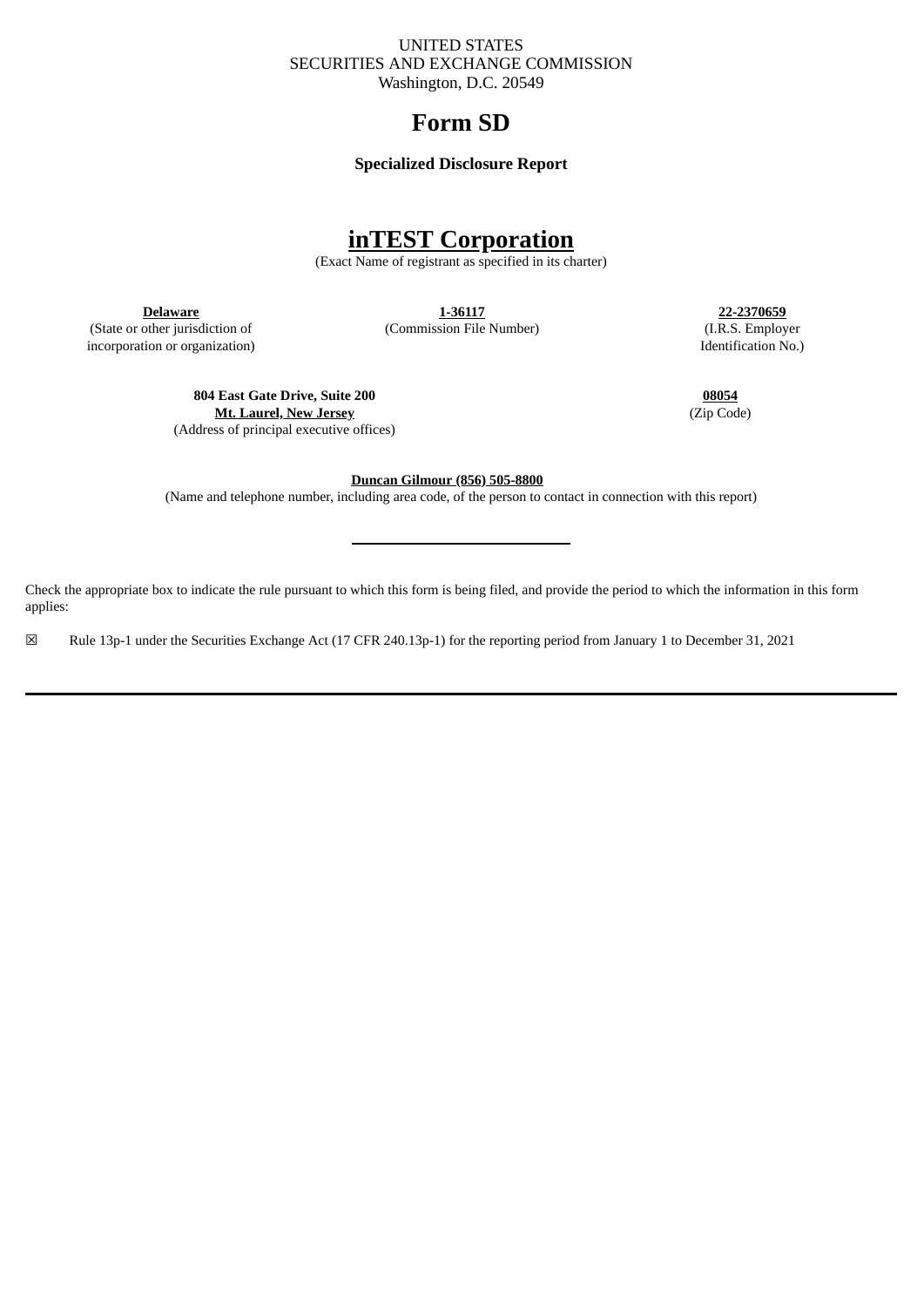UNITED STATES
SECURITIES AND EXCHANGE COMMISSION
Washington, D.C. 20549

# Form SD

**Specialized Disclosure Report**

# inTEST Corporation

(Exact Name of registrant as specified in its charter)

| **Delaware** | **1-36117** | **22-2370659** |
|---|---|---|
| (State or other jurisdiction of incorporation or organization) | (Commission File Number) | (I.R.S. Employer Identification No.) |

| **804 East Gate Drive, Suite 200** **Mt. Laurel, New Jersey** | **08054** |
|---|---|
| (Address of principal executive offices) | (Zip Code) |

**Duncan Gilmour (856) 505-8800**
(Name and telephone number, including area code, of the person to contact in connection with this report)

---

Check the appropriate box to indicate the rule pursuant to which this form is being filed, and provide the period to which the information in this form applies:

☒ Rule 13p-1 under the Securities Exchange Act (17 CFR 240.13p-1) for the reporting period from January 1 to December 31, 2021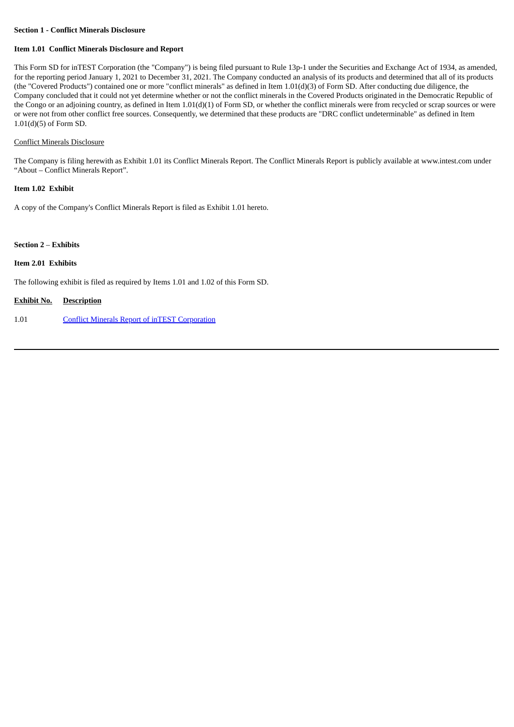**Section 1 - Conflict Minerals Disclosure**

**Item 1.01 Conflict Minerals Disclosure and Report**

This Form SD for inTEST Corporation (the "Company") is being filed pursuant to Rule 13p-1 under the Securities and Exchange Act of 1934, as amended, for the reporting period January 1, 2021 to December 31, 2021. The Company conducted an analysis of its products and determined that all of its products (the "Covered Products") contained one or more "conflict minerals" as defined in Item 1.01(d)(3) of Form SD. After conducting due diligence, the Company concluded that it could not yet determine whether or not the conflict minerals in the Covered Products originated in the Democratic Republic of the Congo or an adjoining country, as defined in Item 1.01(d)(1) of Form SD, or whether the conflict minerals were from recycled or scrap sources or were or were not from other conflict free sources. Consequently, we determined that these products are "DRC conflict undeterminable" as defined in Item 1.01(d)(5) of Form SD.

Conflict Minerals Disclosure

The Company is filing herewith as Exhibit 1.01 its Conflict Minerals Report. The Conflict Minerals Report is publicly available at www.intest.com under "About – Conflict Minerals Report".

**Item 1.02 Exhibit**

A copy of the Company's Conflict Minerals Report is filed as Exhibit 1.01 hereto.

**Section 2 – Exhibits**

**Item 2.01 Exhibits**

The following exhibit is filed as required by Items 1.01 and 1.02 of this Form SD.

| Exhibit No. | Description |
|---|---|
| 1.01 | Conflict Minerals Report of inTEST Corporation |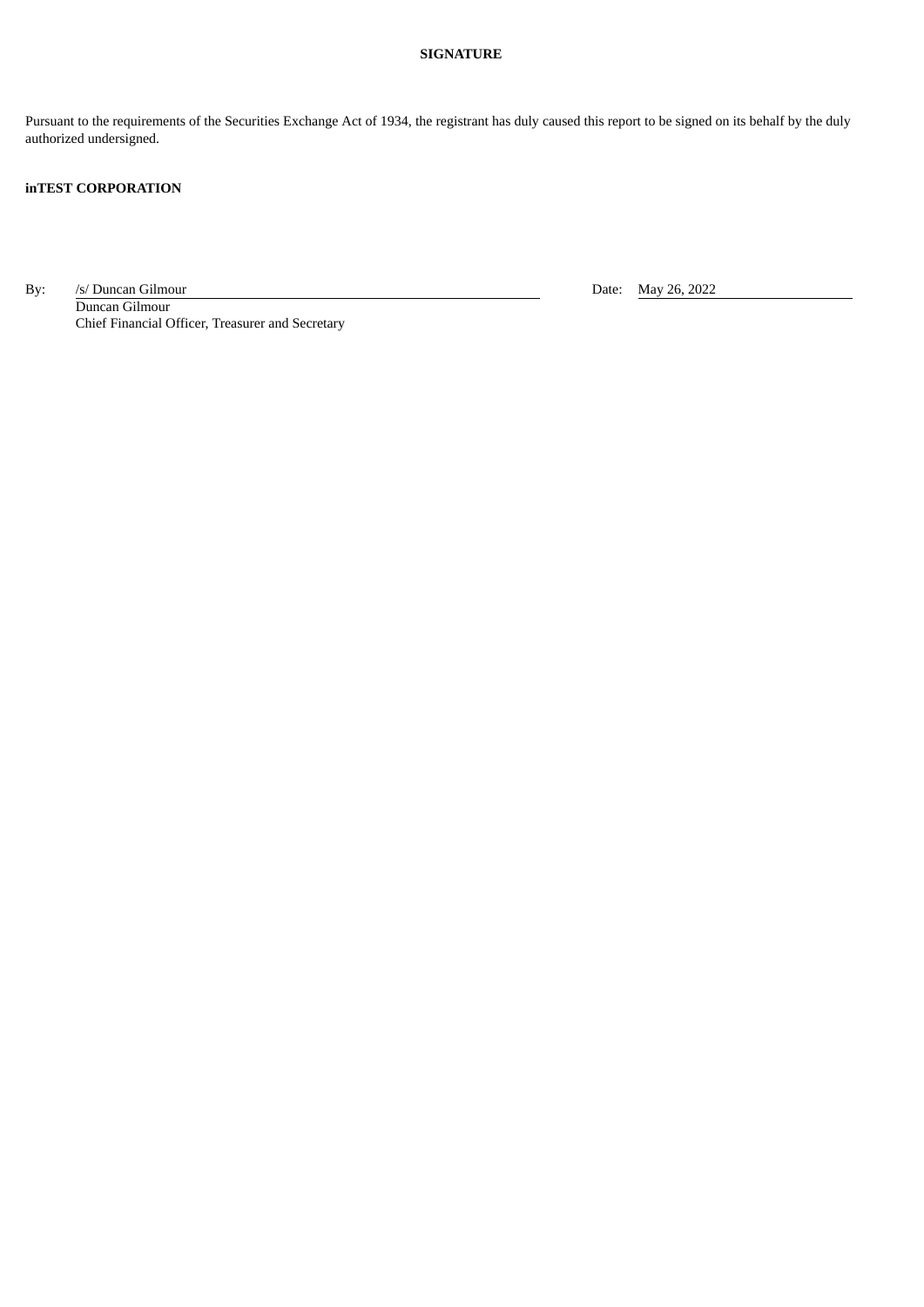**SIGNATURE**

Pursuant to the requirements of the Securities Exchange Act of 1934, the registrant has duly caused this report to be signed on its behalf by the duly authorized undersigned.

**inTEST CORPORATION**

By: /s/ Duncan Gilmour
Duncan Gilmour
Chief Financial Officer, Treasurer and Secretary

Date: May 26, 2022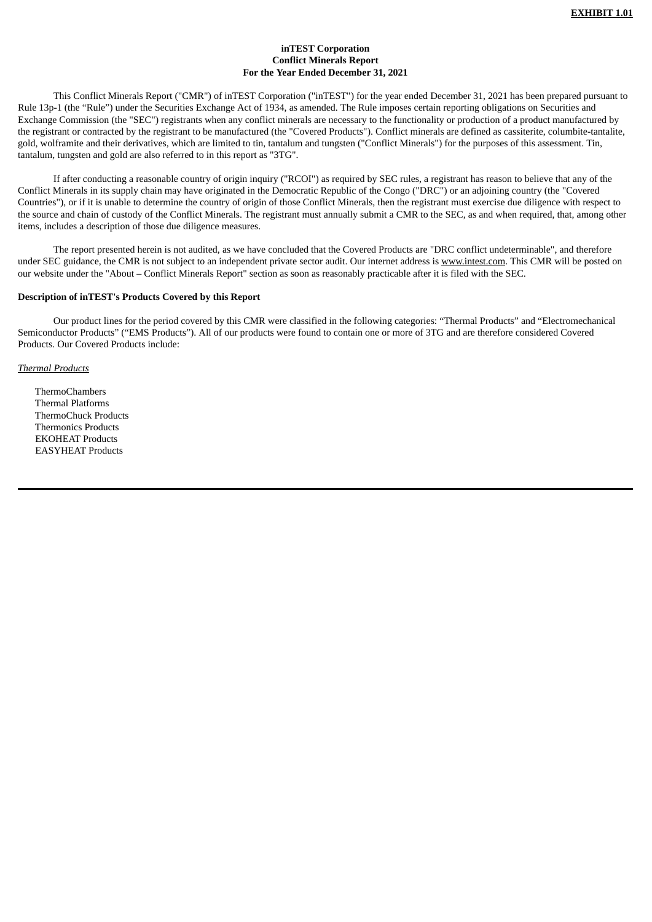**EXHIBIT 1.01**

**inTEST Corporation**
**Conflict Minerals Report**
**For the Year Ended December 31, 2021**

This Conflict Minerals Report ("CMR") of inTEST Corporation ("inTEST") for the year ended December 31, 2021 has been prepared pursuant to Rule 13p-1 (the "Rule") under the Securities Exchange Act of 1934, as amended. The Rule imposes certain reporting obligations on Securities and Exchange Commission (the "SEC") registrants when any conflict minerals are necessary to the functionality or production of a product manufactured by the registrant or contracted by the registrant to be manufactured (the "Covered Products"). Conflict minerals are defined as cassiterite, columbite-tantalite, gold, wolframite and their derivatives, which are limited to tin, tantalum and tungsten ("Conflict Minerals") for the purposes of this assessment. Tin, tantalum, tungsten and gold are also referred to in this report as "3TG".

If after conducting a reasonable country of origin inquiry ("RCOI") as required by SEC rules, a registrant has reason to believe that any of the Conflict Minerals in its supply chain may have originated in the Democratic Republic of the Congo ("DRC") or an adjoining country (the "Covered Countries"), or if it is unable to determine the country of origin of those Conflict Minerals, then the registrant must exercise due diligence with respect to the source and chain of custody of the Conflict Minerals. The registrant must annually submit a CMR to the SEC, as and when required, that, among other items, includes a description of those due diligence measures.

The report presented herein is not audited, as we have concluded that the Covered Products are "DRC conflict undeterminable", and therefore under SEC guidance, the CMR is not subject to an independent private sector audit. Our internet address is www.intest.com. This CMR will be posted on our website under the "About – Conflict Minerals Report" section as soon as reasonably practicable after it is filed with the SEC.

**Description of inTEST's Products Covered by this Report**

Our product lines for the period covered by this CMR were classified in the following categories: "Thermal Products" and "Electromechanical Semiconductor Products" ("EMS Products"). All of our products were found to contain one or more of 3TG and are therefore considered Covered Products. Our Covered Products include:

*Thermal Products*

ThermoChambers
Thermal Platforms
ThermoChuck Products
Thermonics Products
EKOHEAT Products
EASYHEAT Products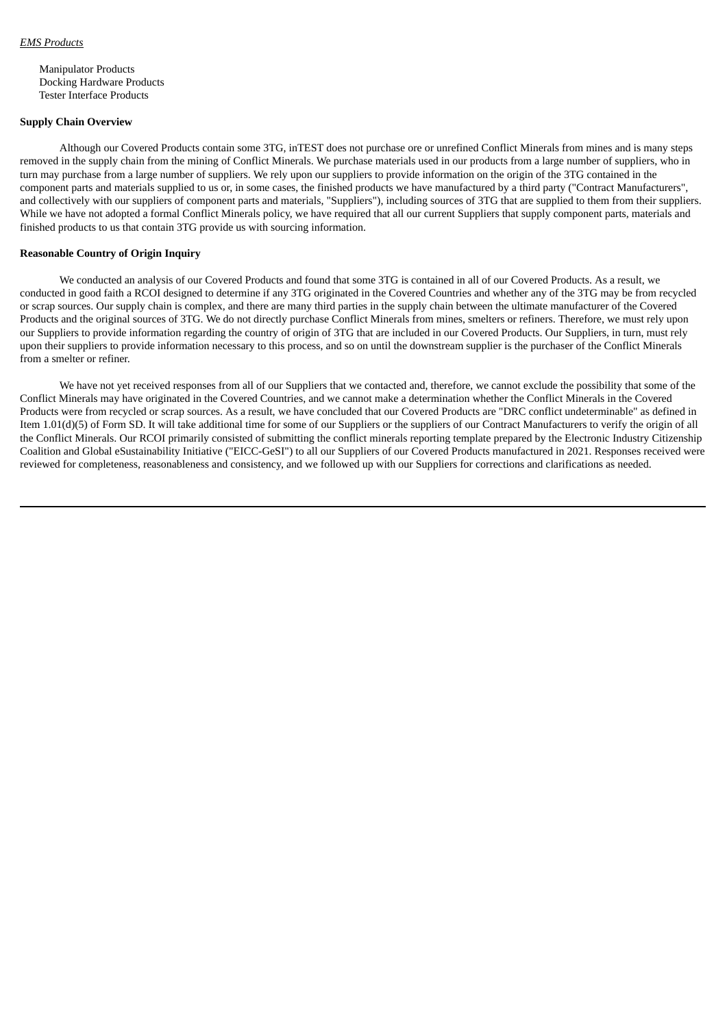*EMS Products*

Manipulator Products
Docking Hardware Products
Tester Interface Products

**Supply Chain Overview**

Although our Covered Products contain some 3TG, inTEST does not purchase ore or unrefined Conflict Minerals from mines and is many steps removed in the supply chain from the mining of Conflict Minerals. We purchase materials used in our products from a large number of suppliers, who in turn may purchase from a large number of suppliers. We rely upon our suppliers to provide information on the origin of the 3TG contained in the component parts and materials supplied to us or, in some cases, the finished products we have manufactured by a third party ("Contract Manufacturers", and collectively with our suppliers of component parts and materials, "Suppliers"), including sources of 3TG that are supplied to them from their suppliers. While we have not adopted a formal Conflict Minerals policy, we have required that all our current Suppliers that supply component parts, materials and finished products to us that contain 3TG provide us with sourcing information.

**Reasonable Country of Origin Inquiry**

We conducted an analysis of our Covered Products and found that some 3TG is contained in all of our Covered Products. As a result, we conducted in good faith a RCOI designed to determine if any 3TG originated in the Covered Countries and whether any of the 3TG may be from recycled or scrap sources. Our supply chain is complex, and there are many third parties in the supply chain between the ultimate manufacturer of the Covered Products and the original sources of 3TG. We do not directly purchase Conflict Minerals from mines, smelters or refiners. Therefore, we must rely upon our Suppliers to provide information regarding the country of origin of 3TG that are included in our Covered Products. Our Suppliers, in turn, must rely upon their suppliers to provide information necessary to this process, and so on until the downstream supplier is the purchaser of the Conflict Minerals from a smelter or refiner.

We have not yet received responses from all of our Suppliers that we contacted and, therefore, we cannot exclude the possibility that some of the Conflict Minerals may have originated in the Covered Countries, and we cannot make a determination whether the Conflict Minerals in the Covered Products were from recycled or scrap sources. As a result, we have concluded that our Covered Products are "DRC conflict undeterminable" as defined in Item 1.01(d)(5) of Form SD. It will take additional time for some of our Suppliers or the suppliers of our Contract Manufacturers to verify the origin of all the Conflict Minerals. Our RCOI primarily consisted of submitting the conflict minerals reporting template prepared by the Electronic Industry Citizenship Coalition and Global eSustainability Initiative ("EICC-GeSI") to all our Suppliers of our Covered Products manufactured in 2021. Responses received were reviewed for completeness, reasonableness and consistency, and we followed up with our Suppliers for corrections and clarifications as needed.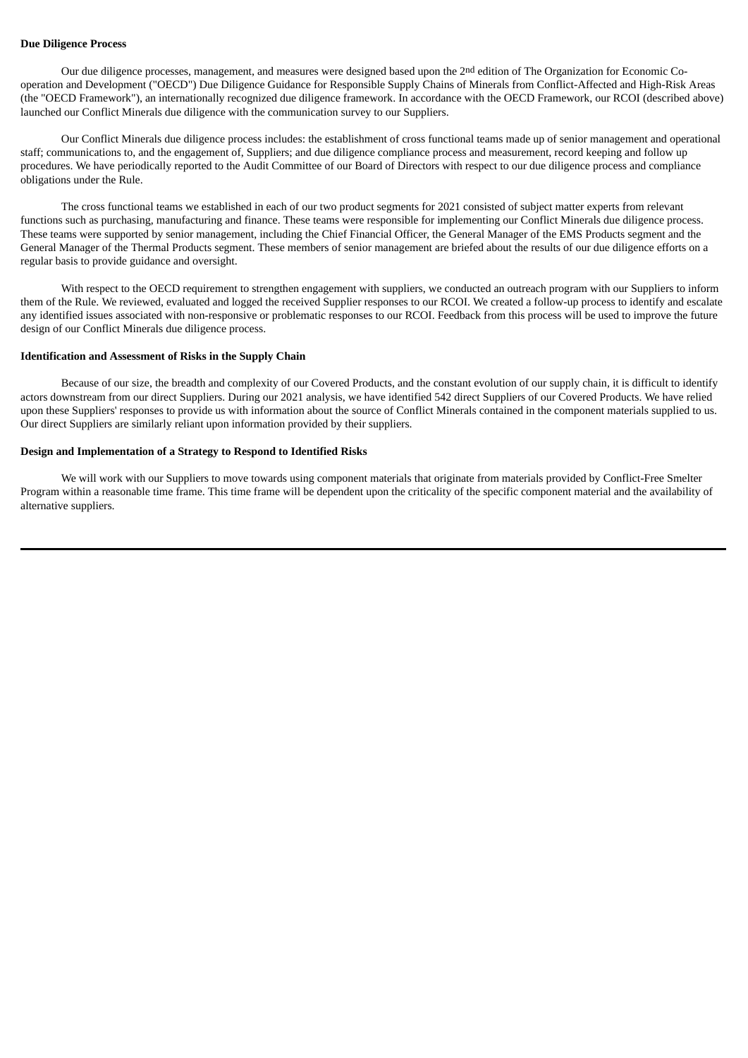**Due Diligence Process**

Our due diligence processes, management, and measures were designed based upon the 2nd edition of The Organization for Economic Co-operation and Development ("OECD") Due Diligence Guidance for Responsible Supply Chains of Minerals from Conflict-Affected and High-Risk Areas (the "OECD Framework"), an internationally recognized due diligence framework. In accordance with the OECD Framework, our RCOI (described above) launched our Conflict Minerals due diligence with the communication survey to our Suppliers.

Our Conflict Minerals due diligence process includes: the establishment of cross functional teams made up of senior management and operational staff; communications to, and the engagement of, Suppliers; and due diligence compliance process and measurement, record keeping and follow up procedures. We have periodically reported to the Audit Committee of our Board of Directors with respect to our due diligence process and compliance obligations under the Rule.

The cross functional teams we established in each of our two product segments for 2021 consisted of subject matter experts from relevant functions such as purchasing, manufacturing and finance. These teams were responsible for implementing our Conflict Minerals due diligence process. These teams were supported by senior management, including the Chief Financial Officer, the General Manager of the EMS Products segment and the General Manager of the Thermal Products segment. These members of senior management are briefed about the results of our due diligence efforts on a regular basis to provide guidance and oversight.

With respect to the OECD requirement to strengthen engagement with suppliers, we conducted an outreach program with our Suppliers to inform them of the Rule. We reviewed, evaluated and logged the received Supplier responses to our RCOI. We created a follow-up process to identify and escalate any identified issues associated with non-responsive or problematic responses to our RCOI. Feedback from this process will be used to improve the future design of our Conflict Minerals due diligence process.

**Identification and Assessment of Risks in the Supply Chain**

Because of our size, the breadth and complexity of our Covered Products, and the constant evolution of our supply chain, it is difficult to identify actors downstream from our direct Suppliers. During our 2021 analysis, we have identified 542 direct Suppliers of our Covered Products. We have relied upon these Suppliers' responses to provide us with information about the source of Conflict Minerals contained in the component materials supplied to us. Our direct Suppliers are similarly reliant upon information provided by their suppliers.

**Design and Implementation of a Strategy to Respond to Identified Risks**

We will work with our Suppliers to move towards using component materials that originate from materials provided by Conflict-Free Smelter Program within a reasonable time frame. This time frame will be dependent upon the criticality of the specific component material and the availability of alternative suppliers.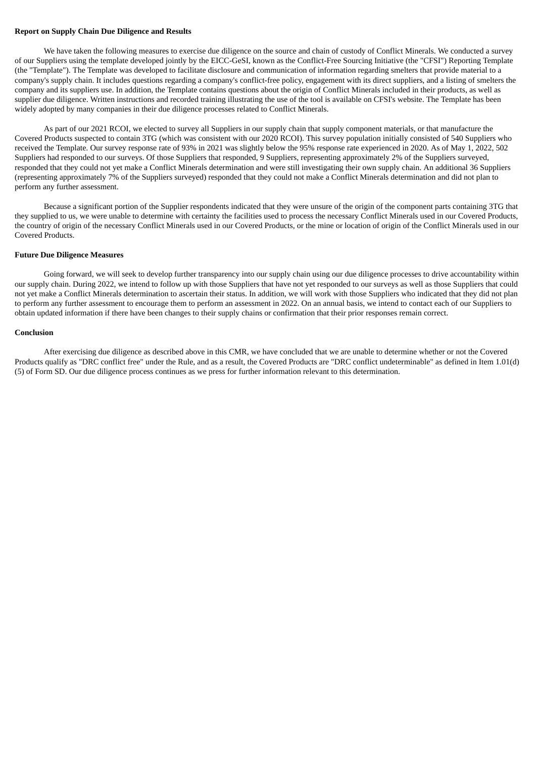**Report on Supply Chain Due Diligence and Results**

We have taken the following measures to exercise due diligence on the source and chain of custody of Conflict Minerals. We conducted a survey of our Suppliers using the template developed jointly by the EICC-GeSI, known as the Conflict-Free Sourcing Initiative (the "CFSI") Reporting Template (the "Template"). The Template was developed to facilitate disclosure and communication of information regarding smelters that provide material to a company's supply chain. It includes questions regarding a company's conflict-free policy, engagement with its direct suppliers, and a listing of smelters the company and its suppliers use. In addition, the Template contains questions about the origin of Conflict Minerals included in their products, as well as supplier due diligence. Written instructions and recorded training illustrating the use of the tool is available on CFSI's website. The Template has been widely adopted by many companies in their due diligence processes related to Conflict Minerals.

As part of our 2021 RCOI, we elected to survey all Suppliers in our supply chain that supply component materials, or that manufacture the Covered Products suspected to contain 3TG (which was consistent with our 2020 RCOI). This survey population initially consisted of 540 Suppliers who received the Template. Our survey response rate of 93% in 2021 was slightly below the 95% response rate experienced in 2020. As of May 1, 2022, 502 Suppliers had responded to our surveys. Of those Suppliers that responded, 9 Suppliers, representing approximately 2% of the Suppliers surveyed, responded that they could not yet make a Conflict Minerals determination and were still investigating their own supply chain. An additional 36 Suppliers (representing approximately 7% of the Suppliers surveyed) responded that they could not make a Conflict Minerals determination and did not plan to perform any further assessment.

Because a significant portion of the Supplier respondents indicated that they were unsure of the origin of the component parts containing 3TG that they supplied to us, we were unable to determine with certainty the facilities used to process the necessary Conflict Minerals used in our Covered Products, the country of origin of the necessary Conflict Minerals used in our Covered Products, or the mine or location of origin of the Conflict Minerals used in our Covered Products.

**Future Due Diligence Measures**

Going forward, we will seek to develop further transparency into our supply chain using our due diligence processes to drive accountability within our supply chain. During 2022, we intend to follow up with those Suppliers that have not yet responded to our surveys as well as those Suppliers that could not yet make a Conflict Minerals determination to ascertain their status. In addition, we will work with those Suppliers who indicated that they did not plan to perform any further assessment to encourage them to perform an assessment in 2022. On an annual basis, we intend to contact each of our Suppliers to obtain updated information if there have been changes to their supply chains or confirmation that their prior responses remain correct.

**Conclusion**

After exercising due diligence as described above in this CMR, we have concluded that we are unable to determine whether or not the Covered Products qualify as "DRC conflict free" under the Rule, and as a result, the Covered Products are "DRC conflict undeterminable" as defined in Item 1.01(d)(5) of Form SD. Our due diligence process continues as we press for further information relevant to this determination.